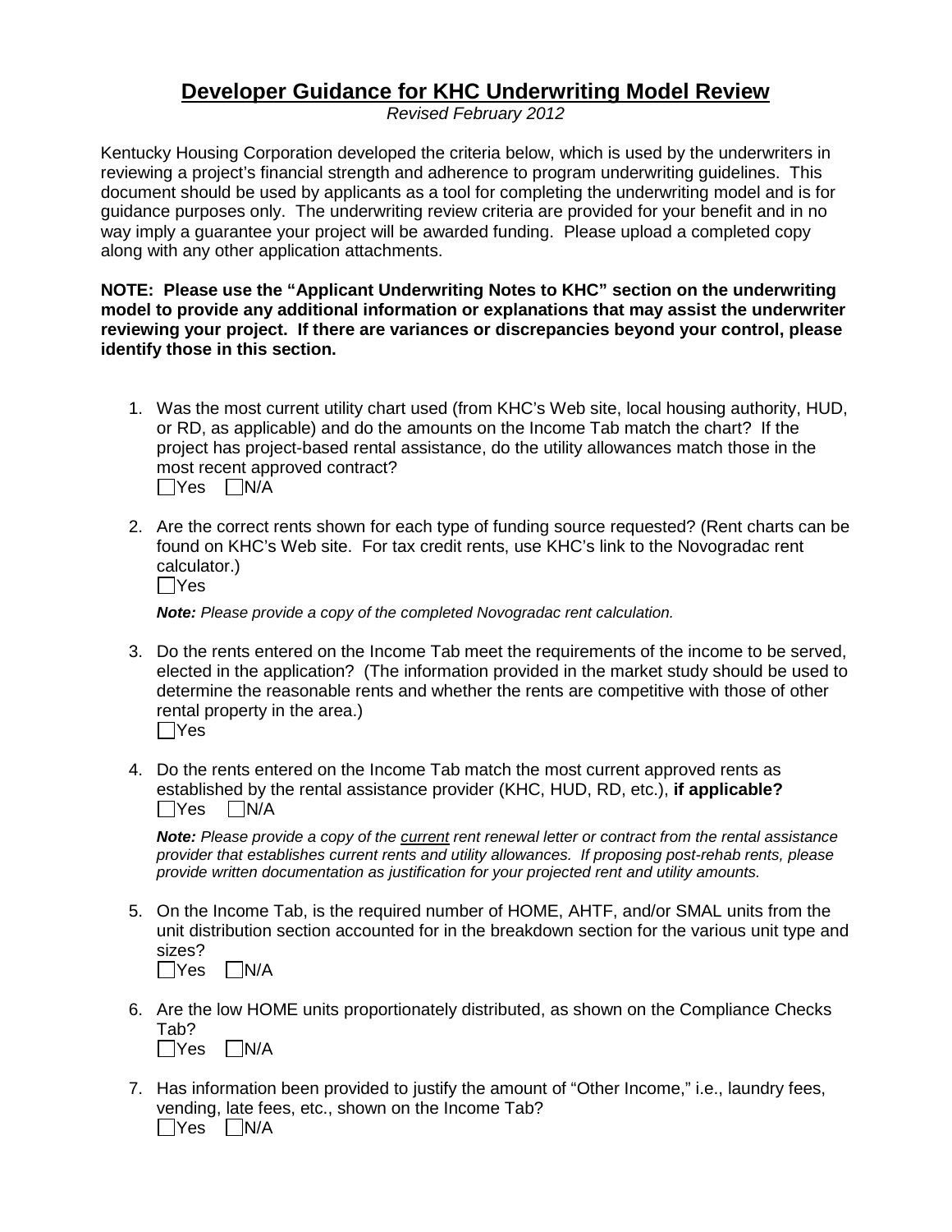# Developer Guidance for KHC Underwriting Model Review

*Revised February 2012*

Kentucky Housing Corporation developed the criteria below, which is used by the underwriters in reviewing a project's financial strength and adherence to program underwriting guidelines. This document should be used by applicants as a tool for completing the underwriting model and is for guidance purposes only. The underwriting review criteria are provided for your benefit and in no way imply a guarantee your project will be awarded funding. Please upload a completed copy along with any other application attachments.

**NOTE: Please use the "Applicant Underwriting Notes to KHC" section on the underwriting model to provide any additional information or explanations that may assist the underwriter reviewing your project. If there are variances or discrepancies beyond your control, please identify those in this section.**

1. Was the most current utility chart used (from KHC's Web site, local housing authority, HUD, or RD, as applicable) and do the amounts on the Income Tab match the chart? If the project has project-based rental assistance, do the utility allowances match those in the most recent approved contract?
   ☐ Yes ☐ N/A

2. Are the correct rents shown for each type of funding source requested? (Rent charts can be found on KHC's Web site. For tax credit rents, use KHC's link to the Novogradac rent calculator.)
   ☐ Yes

   ***Note:*** *Please provide a copy of the completed Novogradac rent calculation.*

3. Do the rents entered on the Income Tab meet the requirements of the income to be served, elected in the application? (The information provided in the market study should be used to determine the reasonable rents and whether the rents are competitive with those of other rental property in the area.)
   ☐ Yes

4. Do the rents entered on the Income Tab match the most current approved rents as established by the rental assistance provider (KHC, HUD, RD, etc.), **if applicable?**
   ☐ Yes ☐ N/A

   ***Note:*** *Please provide a copy of the current rent renewal letter or contract from the rental assistance provider that establishes current rents and utility allowances. If proposing post-rehab rents, please provide written documentation as justification for your projected rent and utility amounts.*

5. On the Income Tab, is the required number of HOME, AHTF, and/or SMAL units from the unit distribution section accounted for in the breakdown section for the various unit type and sizes?
   ☐ Yes ☐ N/A

6. Are the low HOME units proportionately distributed, as shown on the Compliance Checks Tab?
   ☐ Yes ☐ N/A

7. Has information been provided to justify the amount of "Other Income," i.e., laundry fees, vending, late fees, etc., shown on the Income Tab?
   ☐ Yes ☐ N/A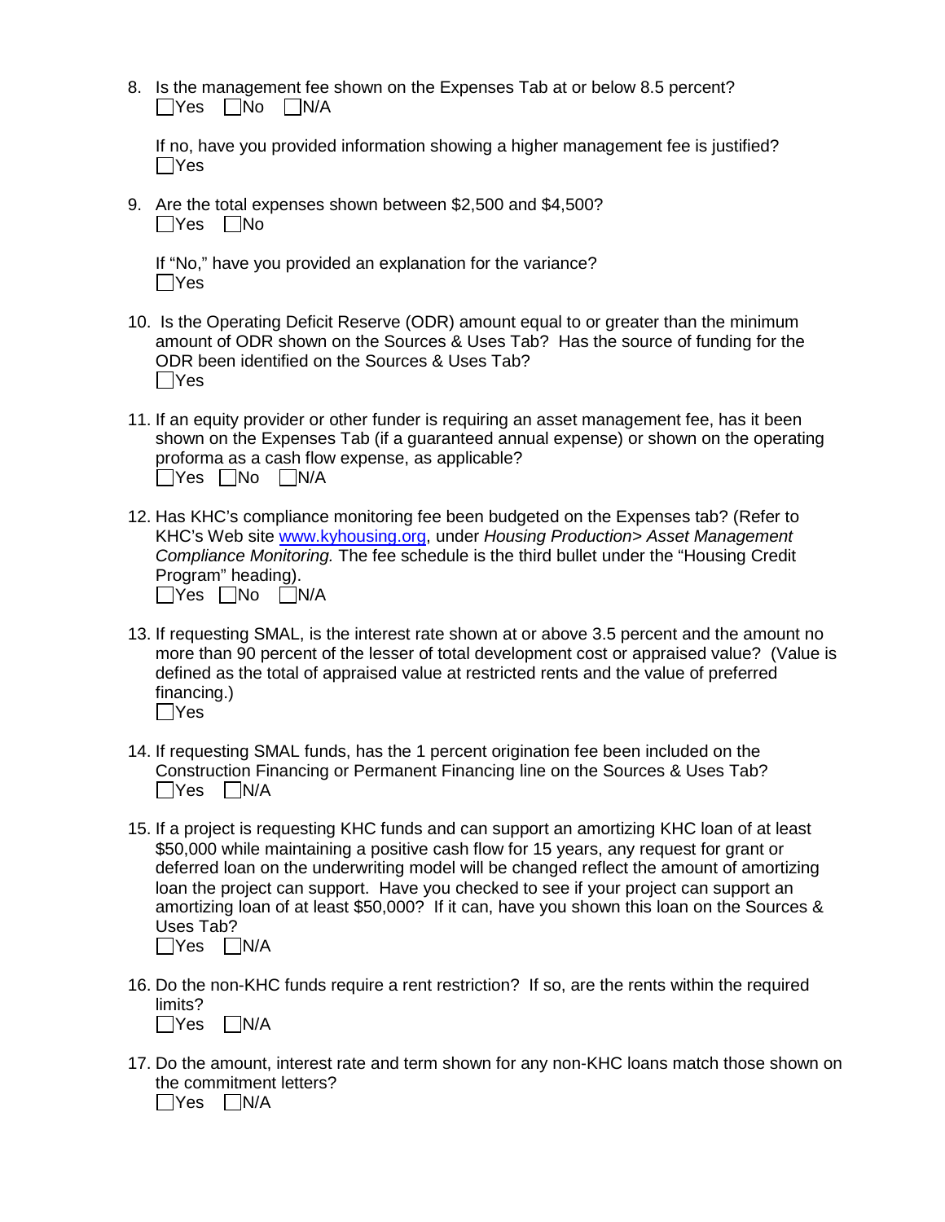8. Is the management fee shown on the Expenses Tab at or below 8.5 percent?
   ☐Yes ☐No ☐N/A

   If no, have you provided information showing a higher management fee is justified?
   ☐Yes

9. Are the total expenses shown between $2,500 and $4,500?
   ☐Yes ☐No

   If "No," have you provided an explanation for the variance?
   ☐Yes

10. Is the Operating Deficit Reserve (ODR) amount equal to or greater than the minimum amount of ODR shown on the Sources & Uses Tab? Has the source of funding for the ODR been identified on the Sources & Uses Tab?
    ☐Yes

11. If an equity provider or other funder is requiring an asset management fee, has it been shown on the Expenses Tab (if a guaranteed annual expense) or shown on the operating proforma as a cash flow expense, as applicable?
    ☐Yes ☐No ☐N/A

12. Has KHC's compliance monitoring fee been budgeted on the Expenses tab? (Refer to KHC's Web site [www.kyhousing.org](http://www.kyhousing.org), under *Housing Production> Asset Management Compliance Monitoring.* The fee schedule is the third bullet under the "Housing Credit Program" heading).
    ☐Yes ☐No ☐N/A

13. If requesting SMAL, is the interest rate shown at or above 3.5 percent and the amount no more than 90 percent of the lesser of total development cost or appraised value? (Value is defined as the total of appraised value at restricted rents and the value of preferred financing.)
    ☐Yes

14. If requesting SMAL funds, has the 1 percent origination fee been included on the Construction Financing or Permanent Financing line on the Sources & Uses Tab?
    ☐Yes ☐N/A

15. If a project is requesting KHC funds and can support an amortizing KHC loan of at least $50,000 while maintaining a positive cash flow for 15 years, any request for grant or deferred loan on the underwriting model will be changed reflect the amount of amortizing loan the project can support. Have you checked to see if your project can support an amortizing loan of at least $50,000? If it can, have you shown this loan on the Sources & Uses Tab?
    ☐Yes ☐N/A

16. Do the non-KHC funds require a rent restriction? If so, are the rents within the required limits?
    ☐Yes ☐N/A

17. Do the amount, interest rate and term shown for any non-KHC loans match those shown on the commitment letters?
    ☐Yes ☐N/A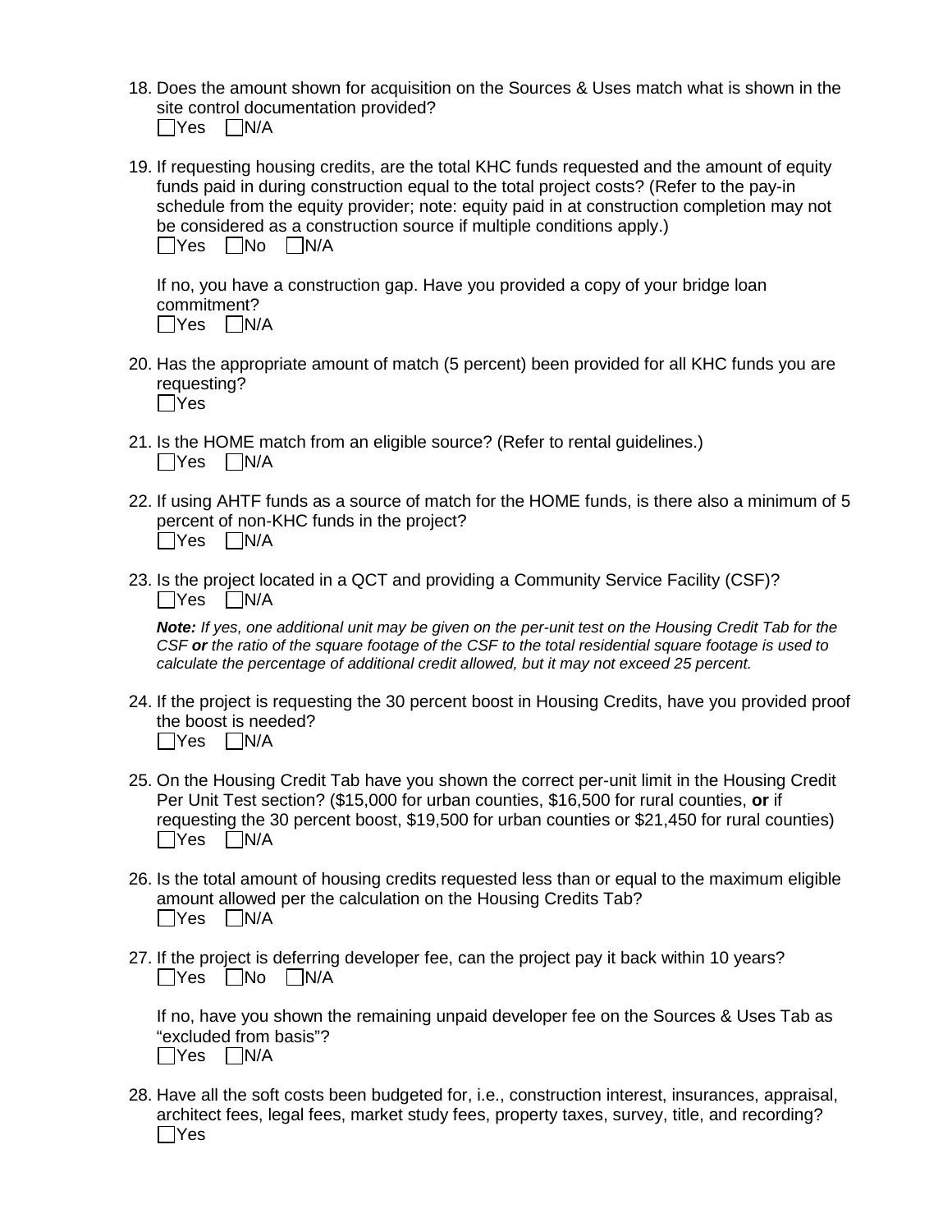18. Does the amount shown for acquisition on the Sources & Uses match what is shown in the site control documentation provided?
☐Yes ☐N/A

19. If requesting housing credits, are the total KHC funds requested and the amount of equity funds paid in during construction equal to the total project costs? (Refer to the pay-in schedule from the equity provider; note: equity paid in at construction completion may not be considered as a construction source if multiple conditions apply.)
☐Yes ☐No ☐N/A

    If no, you have a construction gap. Have you provided a copy of your bridge loan commitment?
    ☐Yes ☐N/A

20. Has the appropriate amount of match (5 percent) been provided for all KHC funds you are requesting?
☐Yes

21. Is the HOME match from an eligible source? (Refer to rental guidelines.)
☐Yes ☐N/A

22. If using AHTF funds as a source of match for the HOME funds, is there also a minimum of 5 percent of non-KHC funds in the project?
☐Yes ☐N/A

23. Is the project located in a QCT and providing a Community Service Facility (CSF)?
☐Yes ☐N/A

    ***Note:*** *If yes, one additional unit may be given on the per-unit test on the Housing Credit Tab for the CSF* ***or*** *the ratio of the square footage of the CSF to the total residential square footage is used to calculate the percentage of additional credit allowed, but it may not exceed 25 percent.*

24. If the project is requesting the 30 percent boost in Housing Credits, have you provided proof the boost is needed?
☐Yes ☐N/A

25. On the Housing Credit Tab have you shown the correct per-unit limit in the Housing Credit Per Unit Test section? ($15,000 for urban counties, $16,500 for rural counties, **or** if requesting the 30 percent boost, $19,500 for urban counties or $21,450 for rural counties)
☐Yes ☐N/A

26. Is the total amount of housing credits requested less than or equal to the maximum eligible amount allowed per the calculation on the Housing Credits Tab?
☐Yes ☐N/A

27. If the project is deferring developer fee, can the project pay it back within 10 years?
☐Yes ☐No ☐N/A

    If no, have you shown the remaining unpaid developer fee on the Sources & Uses Tab as "excluded from basis"?
    ☐Yes ☐N/A

28. Have all the soft costs been budgeted for, i.e., construction interest, insurances, appraisal, architect fees, legal fees, market study fees, property taxes, survey, title, and recording?
☐Yes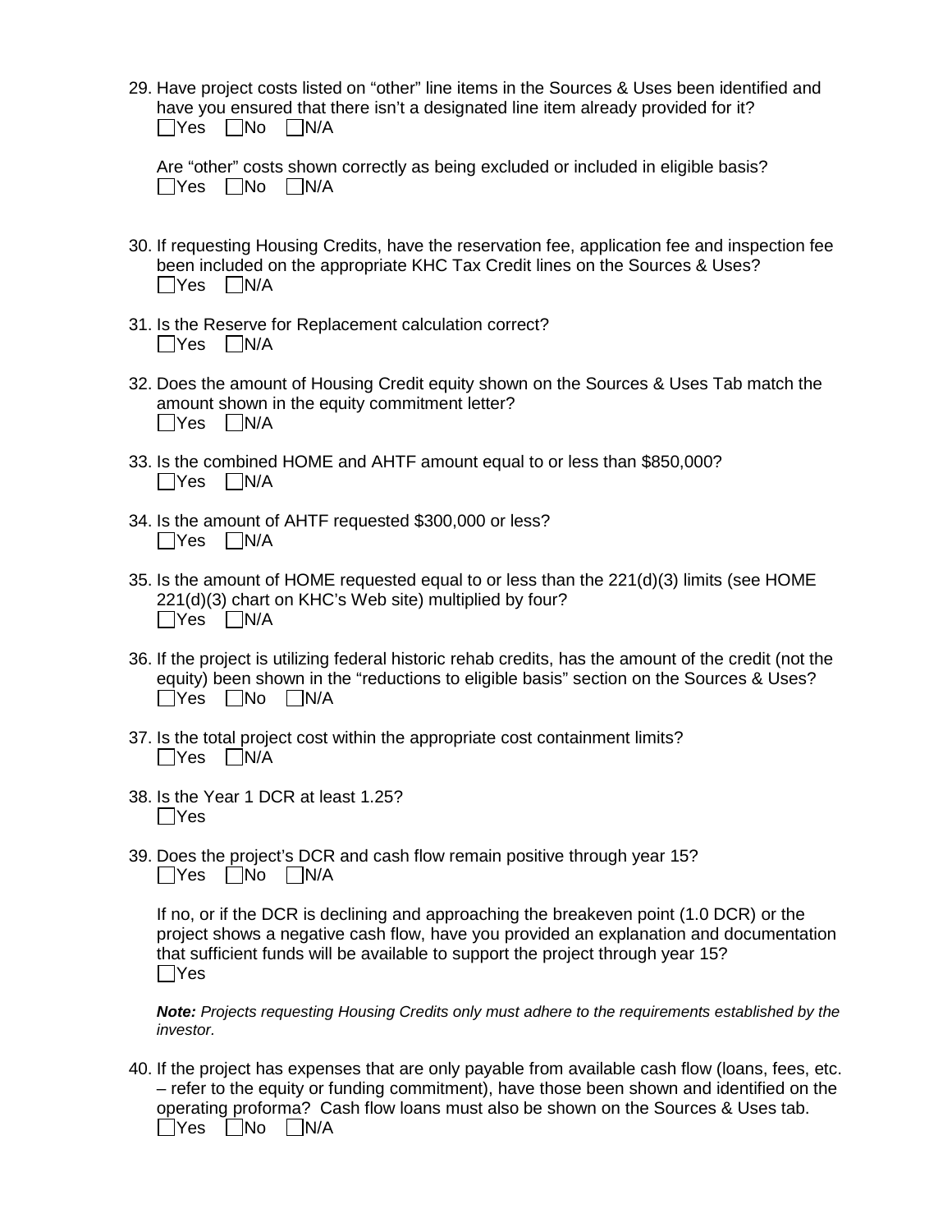29. Have project costs listed on "other" line items in the Sources & Uses been identified and have you ensured that there isn't a designated line item already provided for it?
☐Yes ☐No ☐N/A

Are "other" costs shown correctly as being excluded or included in eligible basis?
☐Yes ☐No ☐N/A

30. If requesting Housing Credits, have the reservation fee, application fee and inspection fee been included on the appropriate KHC Tax Credit lines on the Sources & Uses?
☐Yes ☐N/A

31. Is the Reserve for Replacement calculation correct?
☐Yes ☐N/A

32. Does the amount of Housing Credit equity shown on the Sources & Uses Tab match the amount shown in the equity commitment letter?
☐Yes ☐N/A

33. Is the combined HOME and AHTF amount equal to or less than $850,000?
☐Yes ☐N/A

34. Is the amount of AHTF requested $300,000 or less?
☐Yes ☐N/A

35. Is the amount of HOME requested equal to or less than the 221(d)(3) limits (see HOME 221(d)(3) chart on KHC's Web site) multiplied by four?
☐Yes ☐N/A

36. If the project is utilizing federal historic rehab credits, has the amount of the credit (not the equity) been shown in the "reductions to eligible basis" section on the Sources & Uses?
☐Yes ☐No ☐N/A

37. Is the total project cost within the appropriate cost containment limits?
☐Yes ☐N/A

38. Is the Year 1 DCR at least 1.25?
☐Yes

39. Does the project's DCR and cash flow remain positive through year 15?
☐Yes ☐No ☐N/A

If no, or if the DCR is declining and approaching the breakeven point (1.0 DCR) or the project shows a negative cash flow, have you provided an explanation and documentation that sufficient funds will be available to support the project through year 15?
☐Yes

***Note:*** *Projects requesting Housing Credits only must adhere to the requirements established by the investor.*

40. If the project has expenses that are only payable from available cash flow (loans, fees, etc. – refer to the equity or funding commitment), have those been shown and identified on the operating proforma? Cash flow loans must also be shown on the Sources & Uses tab.
☐Yes ☐No ☐N/A